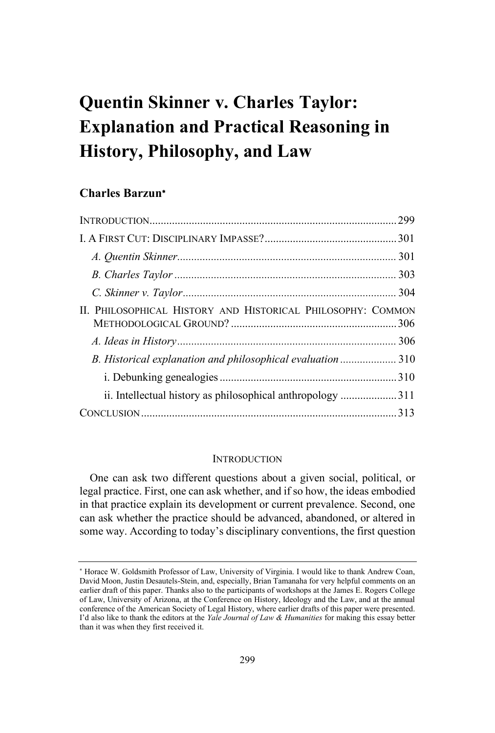# Quentin Skinner v. Charles Taylor: Explanation and Practical Reasoning in History, Philosophy, and Law

**Charles Barzun**[*]

INTRODUCTION ........ 299

I. A FIRST CUT: DISCIPLINARY IMPASSE? ........ 301

*A. Quentin Skinner* ........ 301

*B. Charles Taylor* ........ 303

*C. Skinner v. Taylor* ........ 304

II. PHILOSOPHICAL HISTORY AND HISTORICAL PHILOSOPHY: COMMON METHODOLOGICAL GROUND? ........ 306

*A. Ideas in History* ........ 306

*B. Historical explanation and philosophical evaluation* ........ 310

i. Debunking genealogies ........ 310

ii. Intellectual history as philosophical anthropology ........ 311

CONCLUSION ........ 313

## INTRODUCTION

One can ask two different questions about a given social, political, or legal practice. First, one can ask whether, and if so how, the ideas embodied in that practice explain its development or current prevalence. Second, one can ask whether the practice should be advanced, abandoned, or altered in some way. According to today's disciplinary conventions, the first question

---

[*] Horace W. Goldsmith Professor of Law, University of Virginia. I would like to thank Andrew Coan, David Moon, Justin Desautels-Stein, and, especially, Brian Tamanaha for very helpful comments on an earlier draft of this paper. Thanks also to the participants of workshops at the James E. Rogers College of Law, University of Arizona, at the Conference on History, Ideology and the Law, and at the annual conference of the American Society of Legal History, where earlier drafts of this paper were presented. I'd also like to thank the editors at the *Yale Journal of Law & Humanities* for making this essay better than it was when they first received it.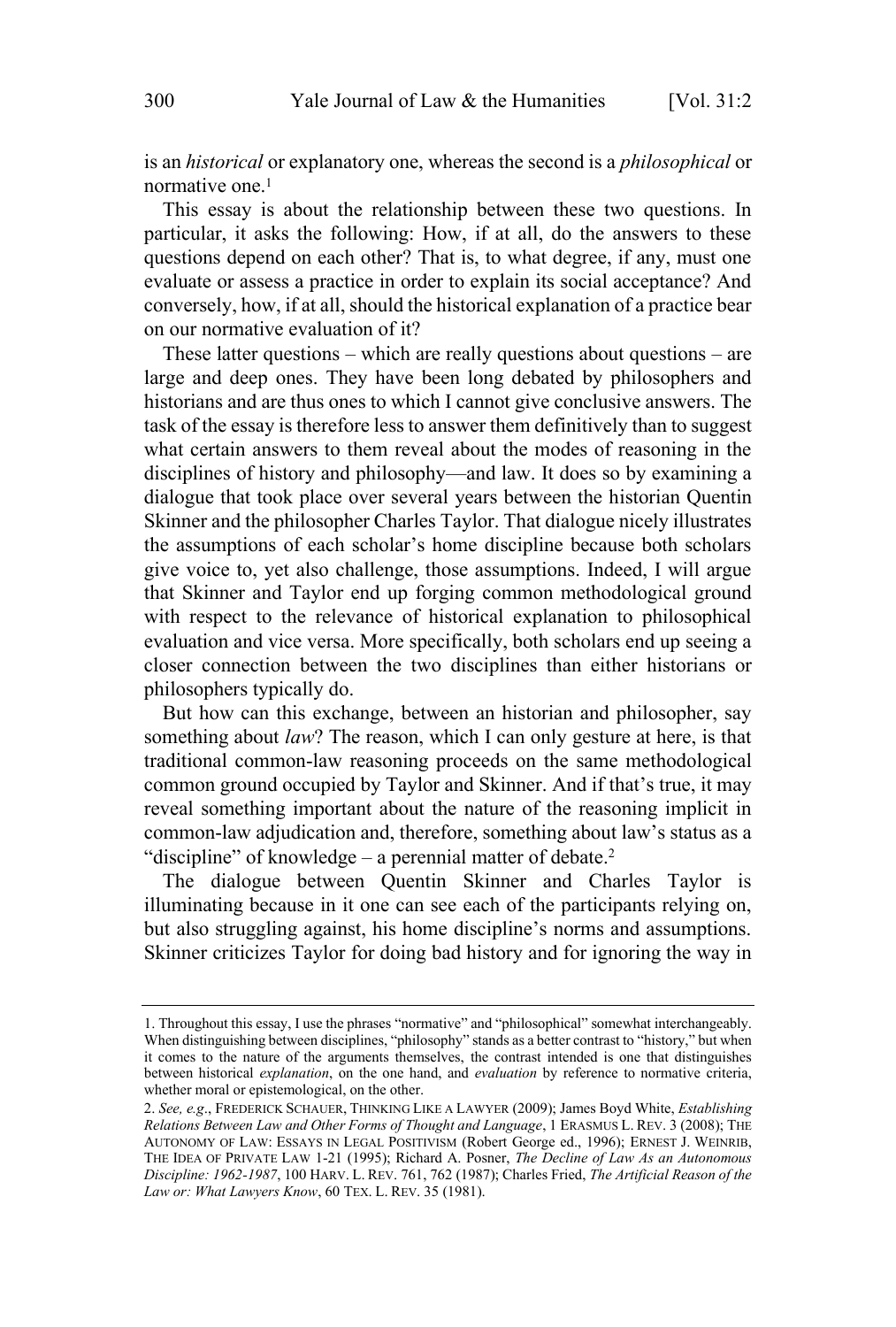is an *historical* or explanatory one, whereas the second is a *philosophical* or normative one.[1]

This essay is about the relationship between these two questions. In particular, it asks the following: How, if at all, do the answers to these questions depend on each other? That is, to what degree, if any, must one evaluate or assess a practice in order to explain its social acceptance? And conversely, how, if at all, should the historical explanation of a practice bear on our normative evaluation of it?

These latter questions – which are really questions about questions – are large and deep ones. They have been long debated by philosophers and historians and are thus ones to which I cannot give conclusive answers. The task of the essay is therefore less to answer them definitively than to suggest what certain answers to them reveal about the modes of reasoning in the disciplines of history and philosophy—and law. It does so by examining a dialogue that took place over several years between the historian Quentin Skinner and the philosopher Charles Taylor. That dialogue nicely illustrates the assumptions of each scholar's home discipline because both scholars give voice to, yet also challenge, those assumptions. Indeed, I will argue that Skinner and Taylor end up forging common methodological ground with respect to the relevance of historical explanation to philosophical evaluation and vice versa. More specifically, both scholars end up seeing a closer connection between the two disciplines than either historians or philosophers typically do.

But how can this exchange, between an historian and philosopher, say something about *law*? The reason, which I can only gesture at here, is that traditional common-law reasoning proceeds on the same methodological common ground occupied by Taylor and Skinner. And if that's true, it may reveal something important about the nature of the reasoning implicit in common-law adjudication and, therefore, something about law's status as a "discipline" of knowledge – a perennial matter of debate.[2]

The dialogue between Quentin Skinner and Charles Taylor is illuminating because in it one can see each of the participants relying on, but also struggling against, his home discipline's norms and assumptions. Skinner criticizes Taylor for doing bad history and for ignoring the way in

---

1. Throughout this essay, I use the phrases "normative" and "philosophical" somewhat interchangeably. When distinguishing between disciplines, "philosophy" stands as a better contrast to "history," but when it comes to the nature of the arguments themselves, the contrast intended is one that distinguishes between historical *explanation*, on the one hand, and *evaluation* by reference to normative criteria, whether moral or epistemological, on the other.

2. *See, e.g*., FREDERICK SCHAUER, THINKING LIKE A LAWYER (2009); James Boyd White, *Establishing Relations Between Law and Other Forms of Thought and Language*, 1 ERASMUS L. REV. 3 (2008); THE AUTONOMY OF LAW: ESSAYS IN LEGAL POSITIVISM (Robert George ed., 1996); ERNEST J. WEINRIB, THE IDEA OF PRIVATE LAW 1-21 (1995); Richard A. Posner, *The Decline of Law As an Autonomous Discipline: 1962-1987*, 100 HARV. L. REV. 761, 762 (1987); Charles Fried, *The Artificial Reason of the Law or: What Lawyers Know*, 60 TEX. L. REV. 35 (1981).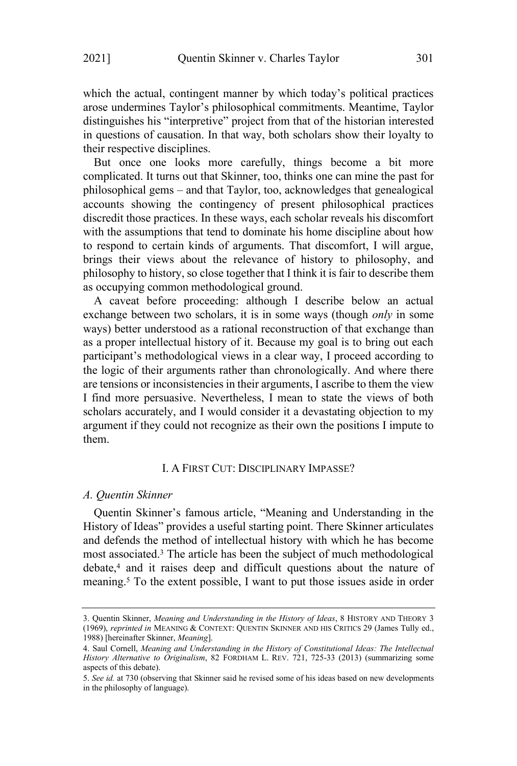which the actual, contingent manner by which today's political practices arose undermines Taylor's philosophical commitments. Meantime, Taylor distinguishes his "interpretive" project from that of the historian interested in questions of causation. In that way, both scholars show their loyalty to their respective disciplines.

But once one looks more carefully, things become a bit more complicated. It turns out that Skinner, too, thinks one can mine the past for philosophical gems – and that Taylor, too, acknowledges that genealogical accounts showing the contingency of present philosophical practices discredit those practices. In these ways, each scholar reveals his discomfort with the assumptions that tend to dominate his home discipline about how to respond to certain kinds of arguments. That discomfort, I will argue, brings their views about the relevance of history to philosophy, and philosophy to history, so close together that I think it is fair to describe them as occupying common methodological ground.

A caveat before proceeding: although I describe below an actual exchange between two scholars, it is in some ways (though *only* in some ways) better understood as a rational reconstruction of that exchange than as a proper intellectual history of it. Because my goal is to bring out each participant's methodological views in a clear way, I proceed according to the logic of their arguments rather than chronologically. And where there are tensions or inconsistencies in their arguments, I ascribe to them the view I find more persuasive. Nevertheless, I mean to state the views of both scholars accurately, and I would consider it a devastating objection to my argument if they could not recognize as their own the positions I impute to them.

## I. A First Cut: Disciplinary Impasse?

### *A. Quentin Skinner*

Quentin Skinner's famous article, "Meaning and Understanding in the History of Ideas" provides a useful starting point. There Skinner articulates and defends the method of intellectual history with which he has become most associated.[3] The article has been the subject of much methodological debate,[4] and it raises deep and difficult questions about the nature of meaning.[5] To the extent possible, I want to put those issues aside in order

---

3. Quentin Skinner, *Meaning and Understanding in the History of Ideas*, 8 History and Theory 3 (1969), *reprinted in* Meaning & Context: Quentin Skinner and his Critics 29 (James Tully ed., 1988) [hereinafter Skinner, *Meaning*].

4. Saul Cornell, *Meaning and Understanding in the History of Constitutional Ideas: The Intellectual History Alternative to Originalism*, 82 Fordham L. Rev. 721, 725-33 (2013) (summarizing some aspects of this debate).

5. *See id.* at 730 (observing that Skinner said he revised some of his ideas based on new developments in the philosophy of language).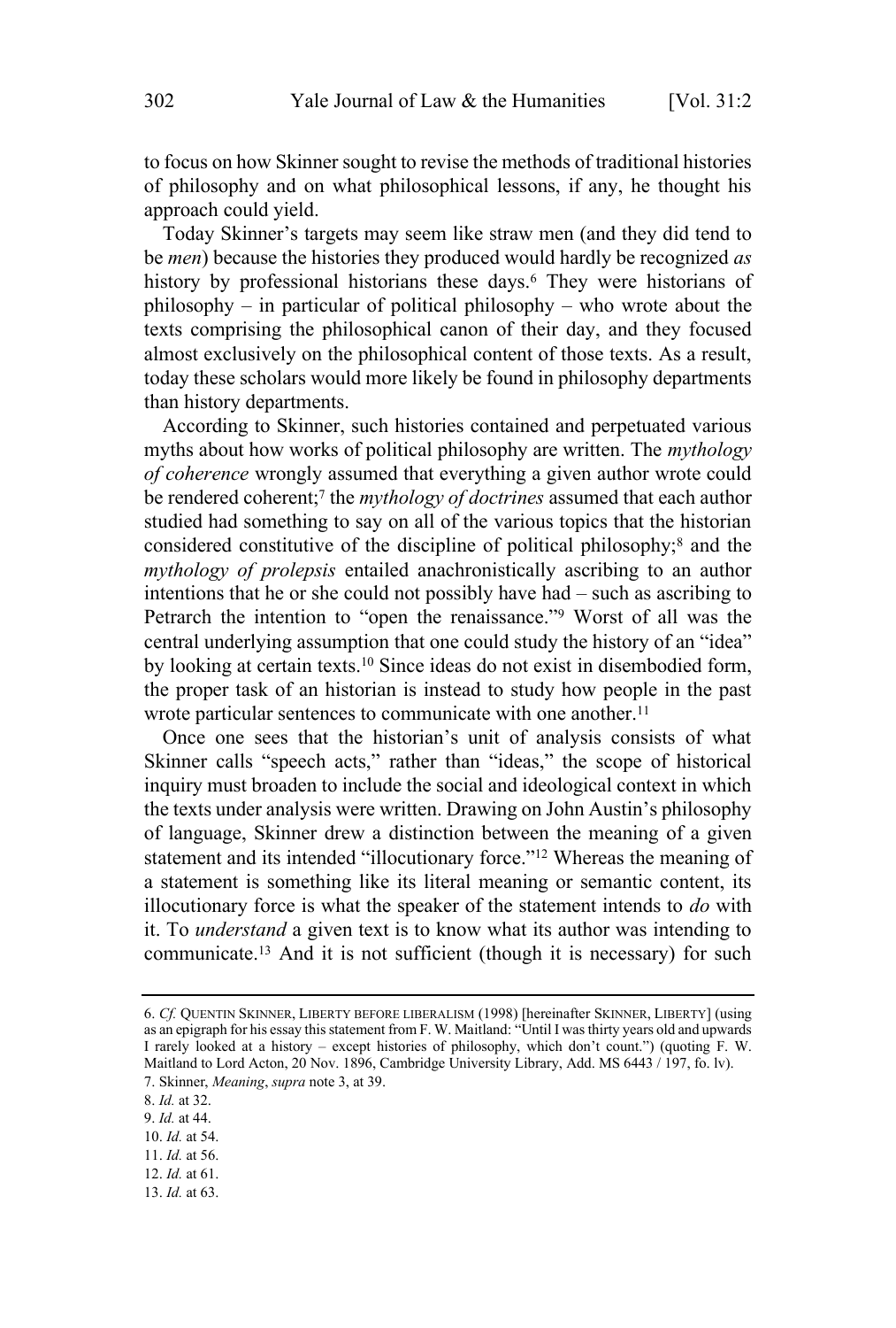to focus on how Skinner sought to revise the methods of traditional histories of philosophy and on what philosophical lessons, if any, he thought his approach could yield.

Today Skinner's targets may seem like straw men (and they did tend to be *men*) because the histories they produced would hardly be recognized *as* history by professional historians these days.[6] They were historians of philosophy – in particular of political philosophy – who wrote about the texts comprising the philosophical canon of their day, and they focused almost exclusively on the philosophical content of those texts. As a result, today these scholars would more likely be found in philosophy departments than history departments.

According to Skinner, such histories contained and perpetuated various myths about how works of political philosophy are written. The *mythology of coherence* wrongly assumed that everything a given author wrote could be rendered coherent;[7] the *mythology of doctrines* assumed that each author studied had something to say on all of the various topics that the historian considered constitutive of the discipline of political philosophy;[8] and the *mythology of prolepsis* entailed anachronistically ascribing to an author intentions that he or she could not possibly have had – such as ascribing to Petrarch the intention to "open the renaissance."[9] Worst of all was the central underlying assumption that one could study the history of an "idea" by looking at certain texts.[10] Since ideas do not exist in disembodied form, the proper task of an historian is instead to study how people in the past wrote particular sentences to communicate with one another.[11]

Once one sees that the historian's unit of analysis consists of what Skinner calls "speech acts," rather than "ideas," the scope of historical inquiry must broaden to include the social and ideological context in which the texts under analysis were written. Drawing on John Austin's philosophy of language, Skinner drew a distinction between the meaning of a given statement and its intended "illocutionary force."[12] Whereas the meaning of a statement is something like its literal meaning or semantic content, its illocutionary force is what the speaker of the statement intends to *do* with it. To *understand* a given text is to know what its author was intending to communicate.[13] And it is not sufficient (though it is necessary) for such

---

6. *Cf.* QUENTIN SKINNER, LIBERTY BEFORE LIBERALISM (1998) [hereinafter SKINNER, LIBERTY] (using as an epigraph for his essay this statement from F. W. Maitland: "Until I was thirty years old and upwards I rarely looked at a history – except histories of philosophy, which don't count.") (quoting F. W. Maitland to Lord Acton, 20 Nov. 1896, Cambridge University Library, Add. MS 6443 / 197, fo. lv).
7. Skinner, *Meaning*, *supra* note 3, at 39.
8. *Id.* at 32.
9. *Id.* at 44.
10. *Id.* at 54.
11. *Id.* at 56.
12. *Id.* at 61.
13. *Id.* at 63.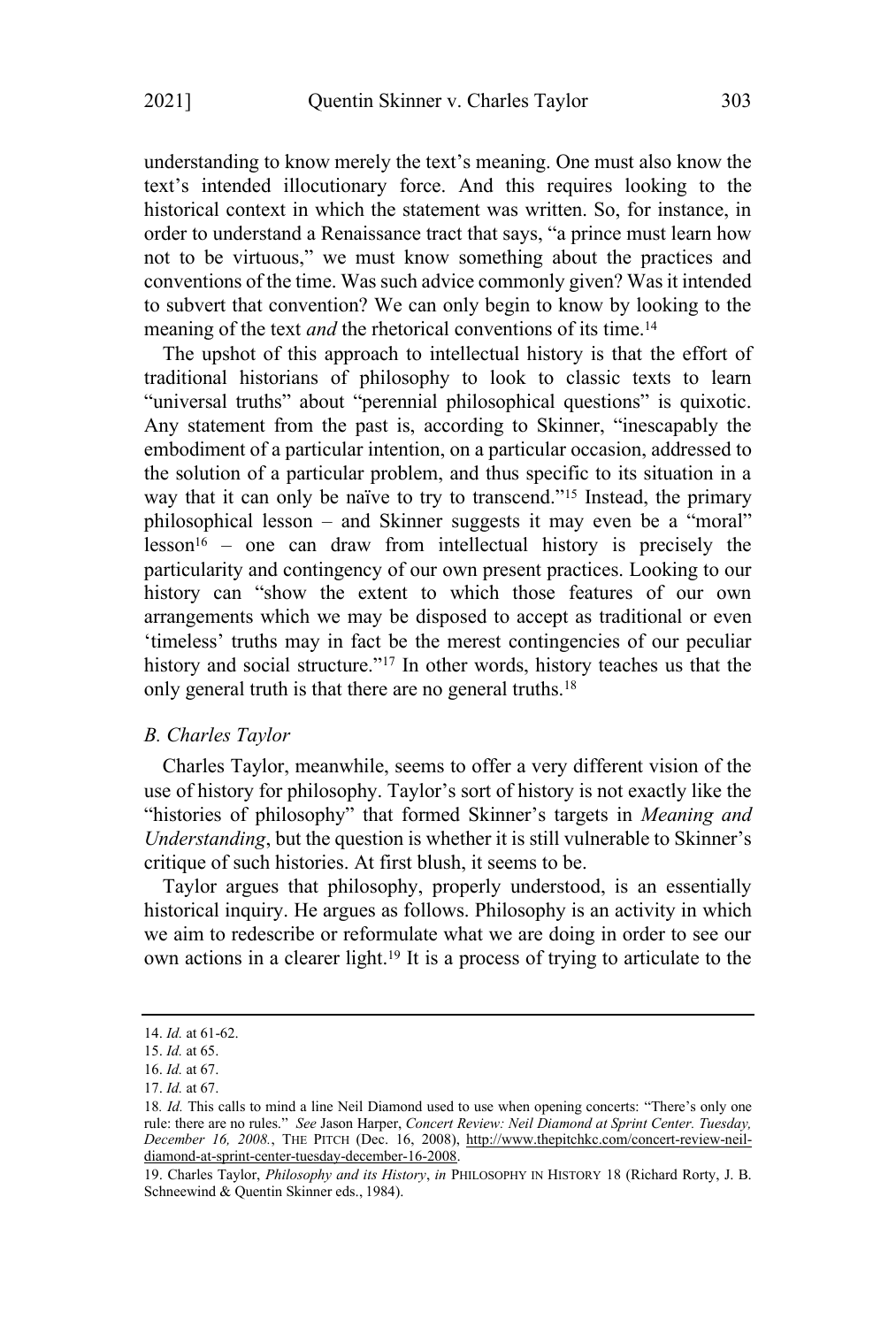understanding to know merely the text's meaning. One must also know the text's intended illocutionary force. And this requires looking to the historical context in which the statement was written. So, for instance, in order to understand a Renaissance tract that says, "a prince must learn how not to be virtuous," we must know something about the practices and conventions of the time. Was such advice commonly given? Was it intended to subvert that convention? We can only begin to know by looking to the meaning of the text *and* the rhetorical conventions of its time.[14]

The upshot of this approach to intellectual history is that the effort of traditional historians of philosophy to look to classic texts to learn "universal truths" about "perennial philosophical questions" is quixotic. Any statement from the past is, according to Skinner, "inescapably the embodiment of a particular intention, on a particular occasion, addressed to the solution of a particular problem, and thus specific to its situation in a way that it can only be naïve to try to transcend."[15] Instead, the primary philosophical lesson – and Skinner suggests it may even be a "moral" lesson[16] – one can draw from intellectual history is precisely the particularity and contingency of our own present practices. Looking to our history can "show the extent to which those features of our own arrangements which we may be disposed to accept as traditional or even 'timeless' truths may in fact be the merest contingencies of our peculiar history and social structure."[17] In other words, history teaches us that the only general truth is that there are no general truths.[18]

### *B. Charles Taylor*

Charles Taylor, meanwhile, seems to offer a very different vision of the use of history for philosophy. Taylor's sort of history is not exactly like the "histories of philosophy" that formed Skinner's targets in *Meaning and Understanding*, but the question is whether it is still vulnerable to Skinner's critique of such histories. At first blush, it seems to be.

Taylor argues that philosophy, properly understood, is an essentially historical inquiry. He argues as follows. Philosophy is an activity in which we aim to redescribe or reformulate what we are doing in order to see our own actions in a clearer light.[19] It is a process of trying to articulate to the

---

14. *Id.* at 61-62.

15. *Id.* at 65.

16. *Id.* at 67.

17. *Id.* at 67.

18. *Id.* This calls to mind a line Neil Diamond used to use when opening concerts: "There's only one rule: there are no rules." *See* Jason Harper, *Concert Review: Neil Diamond at Sprint Center. Tuesday, December 16, 2008.*, THE PITCH (Dec. 16, 2008), http://www.thepitchkc.com/concert-review-neil-diamond-at-sprint-center-tuesday-december-16-2008.

19. Charles Taylor, *Philosophy and its History*, *in* PHILOSOPHY IN HISTORY 18 (Richard Rorty, J. B. Schneewind & Quentin Skinner eds., 1984).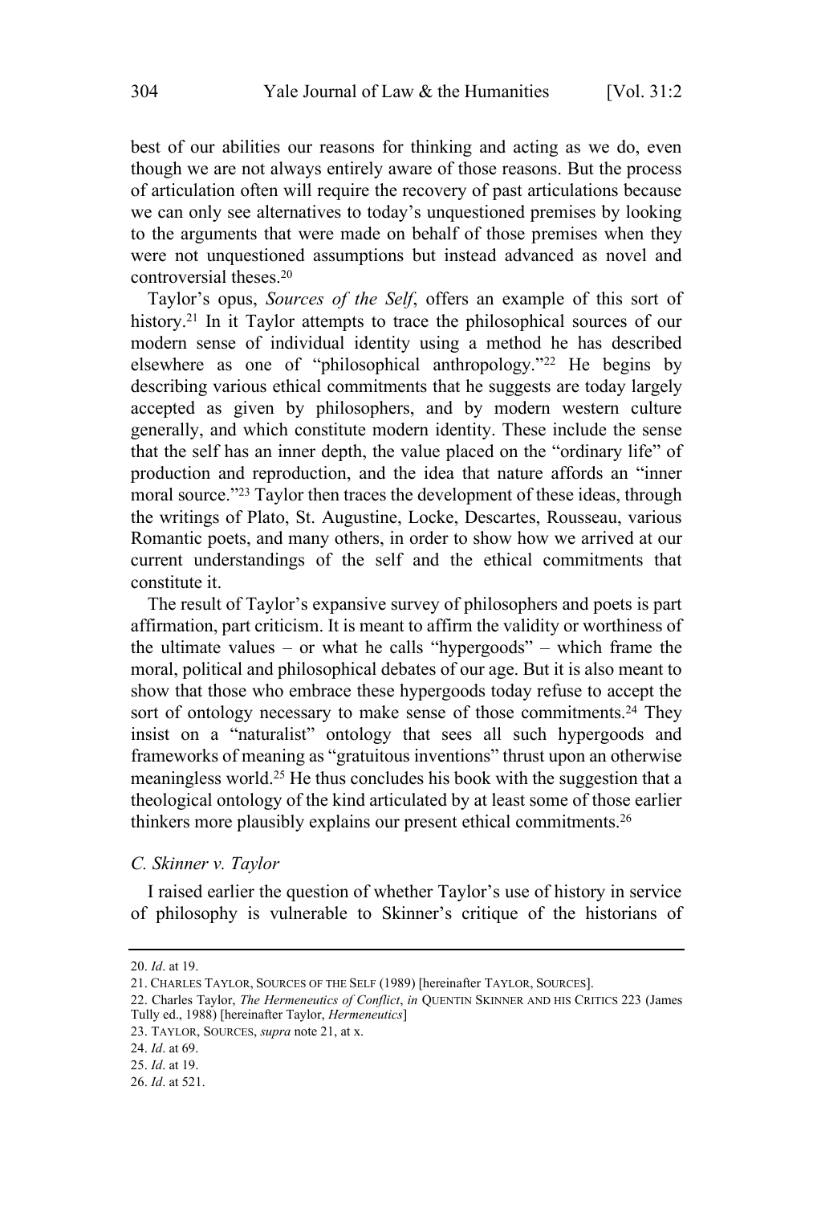best of our abilities our reasons for thinking and acting as we do, even though we are not always entirely aware of those reasons. But the process of articulation often will require the recovery of past articulations because we can only see alternatives to today's unquestioned premises by looking to the arguments that were made on behalf of those premises when they were not unquestioned assumptions but instead advanced as novel and controversial theses.[20]

Taylor's opus, *Sources of the Self*, offers an example of this sort of history.[21] In it Taylor attempts to trace the philosophical sources of our modern sense of individual identity using a method he has described elsewhere as one of "philosophical anthropology."[22] He begins by describing various ethical commitments that he suggests are today largely accepted as given by philosophers, and by modern western culture generally, and which constitute modern identity. These include the sense that the self has an inner depth, the value placed on the "ordinary life" of production and reproduction, and the idea that nature affords an "inner moral source."[23] Taylor then traces the development of these ideas, through the writings of Plato, St. Augustine, Locke, Descartes, Rousseau, various Romantic poets, and many others, in order to show how we arrived at our current understandings of the self and the ethical commitments that constitute it.

The result of Taylor's expansive survey of philosophers and poets is part affirmation, part criticism. It is meant to affirm the validity or worthiness of the ultimate values – or what he calls "hypergoods" – which frame the moral, political and philosophical debates of our age. But it is also meant to show that those who embrace these hypergoods today refuse to accept the sort of ontology necessary to make sense of those commitments.[24] They insist on a "naturalist" ontology that sees all such hypergoods and frameworks of meaning as "gratuitous inventions" thrust upon an otherwise meaningless world.[25] He thus concludes his book with the suggestion that a theological ontology of the kind articulated by at least some of those earlier thinkers more plausibly explains our present ethical commitments.[26]

### *C. Skinner v. Taylor*

I raised earlier the question of whether Taylor's use of history in service of philosophy is vulnerable to Skinner's critique of the historians of

---

20. *Id*. at 19.

21. CHARLES TAYLOR, SOURCES OF THE SELF (1989) [hereinafter TAYLOR, SOURCES].

22. Charles Taylor, *The Hermeneutics of Conflict*, *in* QUENTIN SKINNER AND HIS CRITICS 223 (James Tully ed., 1988) [hereinafter Taylor, *Hermeneutics*]

23. TAYLOR, SOURCES, *supra* note 21, at x.

24. *Id*. at 69.

25. *Id*. at 19.

26. *Id*. at 521.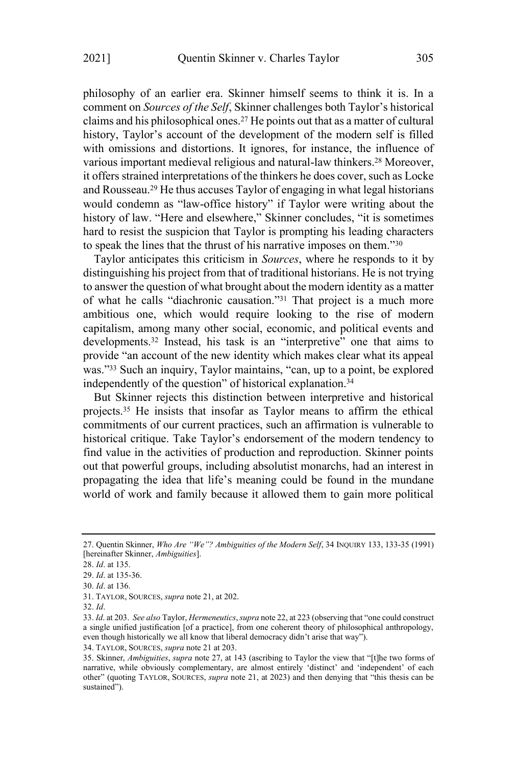philosophy of an earlier era. Skinner himself seems to think it is. In a comment on *Sources of the Self*, Skinner challenges both Taylor's historical claims and his philosophical ones.[27] He points out that as a matter of cultural history, Taylor's account of the development of the modern self is filled with omissions and distortions. It ignores, for instance, the influence of various important medieval religious and natural-law thinkers.[28] Moreover, it offers strained interpretations of the thinkers he does cover, such as Locke and Rousseau.[29] He thus accuses Taylor of engaging in what legal historians would condemn as "law-office history" if Taylor were writing about the history of law. "Here and elsewhere," Skinner concludes, "it is sometimes hard to resist the suspicion that Taylor is prompting his leading characters to speak the lines that the thrust of his narrative imposes on them."[30]

Taylor anticipates this criticism in *Sources*, where he responds to it by distinguishing his project from that of traditional historians. He is not trying to answer the question of what brought about the modern identity as a matter of what he calls "diachronic causation."[31] That project is a much more ambitious one, which would require looking to the rise of modern capitalism, among many other social, economic, and political events and developments.[32] Instead, his task is an "interpretive" one that aims to provide "an account of the new identity which makes clear what its appeal was."[33] Such an inquiry, Taylor maintains, "can, up to a point, be explored independently of the question" of historical explanation.[34]

But Skinner rejects this distinction between interpretive and historical projects.[35] He insists that insofar as Taylor means to affirm the ethical commitments of our current practices, such an affirmation is vulnerable to historical critique. Take Taylor's endorsement of the modern tendency to find value in the activities of production and reproduction. Skinner points out that powerful groups, including absolutist monarchs, had an interest in propagating the idea that life's meaning could be found in the mundane world of work and family because it allowed them to gain more political

---

27. Quentin Skinner, *Who Are "We"? Ambiguities of the Modern Self*, 34 INQUIRY 133, 133-35 (1991) [hereinafter Skinner, *Ambiguities*].

28. *Id*. at 135.

29. *Id*. at 135-36.

30. *Id*. at 136.

31. TAYLOR, SOURCES, *supra* note 21, at 202.

32. *Id*.

33. *Id*. at 203. *See also* Taylor, *Hermeneutics*, *supra* note 22, at 223 (observing that "one could construct a single unified justification [of a practice], from one coherent theory of philosophical anthropology, even though historically we all know that liberal democracy didn't arise that way").

34. TAYLOR, SOURCES, *supra* note 21 at 203.

35. Skinner, *Ambiguities*, *supra* note 27, at 143 (ascribing to Taylor the view that "[t]he two forms of narrative, while obviously complementary, are almost entirely 'distinct' and 'independent' of each other" (quoting TAYLOR, SOURCES, *supra* note 21, at 2023) and then denying that "this thesis can be sustained").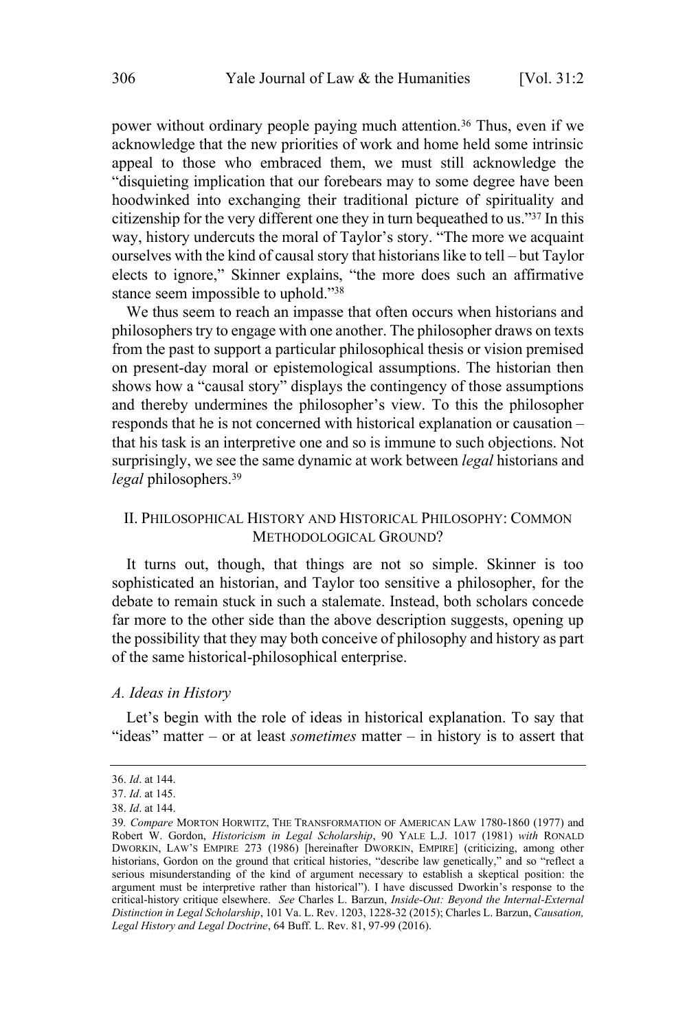power without ordinary people paying much attention.[36] Thus, even if we acknowledge that the new priorities of work and home held some intrinsic appeal to those who embraced them, we must still acknowledge the "disquieting implication that our forebears may to some degree have been hoodwinked into exchanging their traditional picture of spirituality and citizenship for the very different one they in turn bequeathed to us."[37] In this way, history undercuts the moral of Taylor's story. "The more we acquaint ourselves with the kind of causal story that historians like to tell – but Taylor elects to ignore," Skinner explains, "the more does such an affirmative stance seem impossible to uphold."[38]

We thus seem to reach an impasse that often occurs when historians and philosophers try to engage with one another. The philosopher draws on texts from the past to support a particular philosophical thesis or vision premised on present-day moral or epistemological assumptions. The historian then shows how a "causal story" displays the contingency of those assumptions and thereby undermines the philosopher's view. To this the philosopher responds that he is not concerned with historical explanation or causation – that his task is an interpretive one and so is immune to such objections. Not surprisingly, we see the same dynamic at work between *legal* historians and *legal* philosophers.[39]

## II. PHILOSOPHICAL HISTORY AND HISTORICAL PHILOSOPHY: COMMON METHODOLOGICAL GROUND?

It turns out, though, that things are not so simple. Skinner is too sophisticated an historian, and Taylor too sensitive a philosopher, for the debate to remain stuck in such a stalemate. Instead, both scholars concede far more to the other side than the above description suggests, opening up the possibility that they may both conceive of philosophy and history as part of the same historical-philosophical enterprise.

### *A. Ideas in History*

Let's begin with the role of ideas in historical explanation. To say that "ideas" matter – or at least *sometimes* matter – in history is to assert that

---

36. *Id*. at 144.

37. *Id*. at 145.

38. *Id*. at 144.

39. *Compare* MORTON HORWITZ, THE TRANSFORMATION OF AMERICAN LAW 1780-1860 (1977) and Robert W. Gordon, *Historicism in Legal Scholarship*, 90 YALE L.J. 1017 (1981) *with* RONALD DWORKIN, LAW'S EMPIRE 273 (1986) [hereinafter DWORKIN, EMPIRE] (criticizing, among other historians, Gordon on the ground that critical histories, "describe law genetically," and so "reflect a serious misunderstanding of the kind of argument necessary to establish a skeptical position: the argument must be interpretive rather than historical"). I have discussed Dworkin's response to the critical-history critique elsewhere. *See* Charles L. Barzun, *Inside-Out: Beyond the Internal-External Distinction in Legal Scholarship*, 101 Va. L. Rev. 1203, 1228-32 (2015); Charles L. Barzun, *Causation, Legal History and Legal Doctrine*, 64 Buff. L. Rev. 81, 97-99 (2016).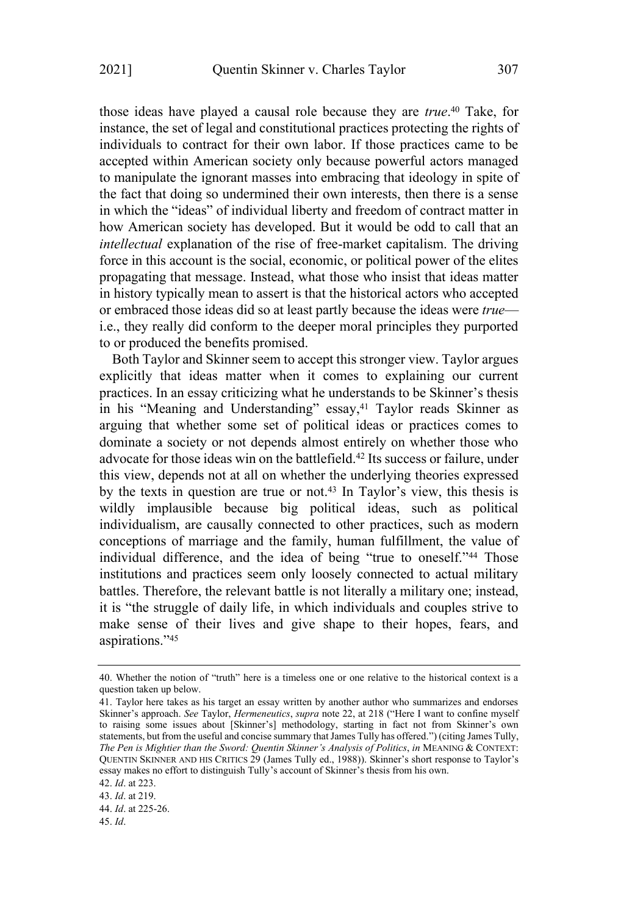those ideas have played a causal role because they are *true*.[40] Take, for instance, the set of legal and constitutional practices protecting the rights of individuals to contract for their own labor. If those practices came to be accepted within American society only because powerful actors managed to manipulate the ignorant masses into embracing that ideology in spite of the fact that doing so undermined their own interests, then there is a sense in which the "ideas" of individual liberty and freedom of contract matter in how American society has developed. But it would be odd to call that an *intellectual* explanation of the rise of free-market capitalism. The driving force in this account is the social, economic, or political power of the elites propagating that message. Instead, what those who insist that ideas matter in history typically mean to assert is that the historical actors who accepted or embraced those ideas did so at least partly because the ideas were *true*—i.e., they really did conform to the deeper moral principles they purported to or produced the benefits promised.

Both Taylor and Skinner seem to accept this stronger view. Taylor argues explicitly that ideas matter when it comes to explaining our current practices. In an essay criticizing what he understands to be Skinner's thesis in his "Meaning and Understanding" essay,[41] Taylor reads Skinner as arguing that whether some set of political ideas or practices comes to dominate a society or not depends almost entirely on whether those who advocate for those ideas win on the battlefield.[42] Its success or failure, under this view, depends not at all on whether the underlying theories expressed by the texts in question are true or not.[43] In Taylor's view, this thesis is wildly implausible because big political ideas, such as political individualism, are causally connected to other practices, such as modern conceptions of marriage and the family, human fulfillment, the value of individual difference, and the idea of being "true to oneself."[44] Those institutions and practices seem only loosely connected to actual military battles. Therefore, the relevant battle is not literally a military one; instead, it is "the struggle of daily life, in which individuals and couples strive to make sense of their lives and give shape to their hopes, fears, and aspirations."[45]

---

40. Whether the notion of "truth" here is a timeless one or one relative to the historical context is a question taken up below.

41. Taylor here takes as his target an essay written by another author who summarizes and endorses Skinner's approach. *See* Taylor, *Hermeneutics*, *supra* note 22, at 218 ("Here I want to confine myself to raising some issues about [Skinner's] methodology, starting in fact not from Skinner's own statements, but from the useful and concise summary that James Tully has offered.") (citing James Tully, *The Pen is Mightier than the Sword: Quentin Skinner's Analysis of Politics*, *in* MEANING & CONTEXT: QUENTIN SKINNER AND HIS CRITICS 29 (James Tully ed., 1988)). Skinner's short response to Taylor's essay makes no effort to distinguish Tully's account of Skinner's thesis from his own.

42. *Id*. at 223.

43. *Id*. at 219.

44. *Id*. at 225-26.

45. *Id*.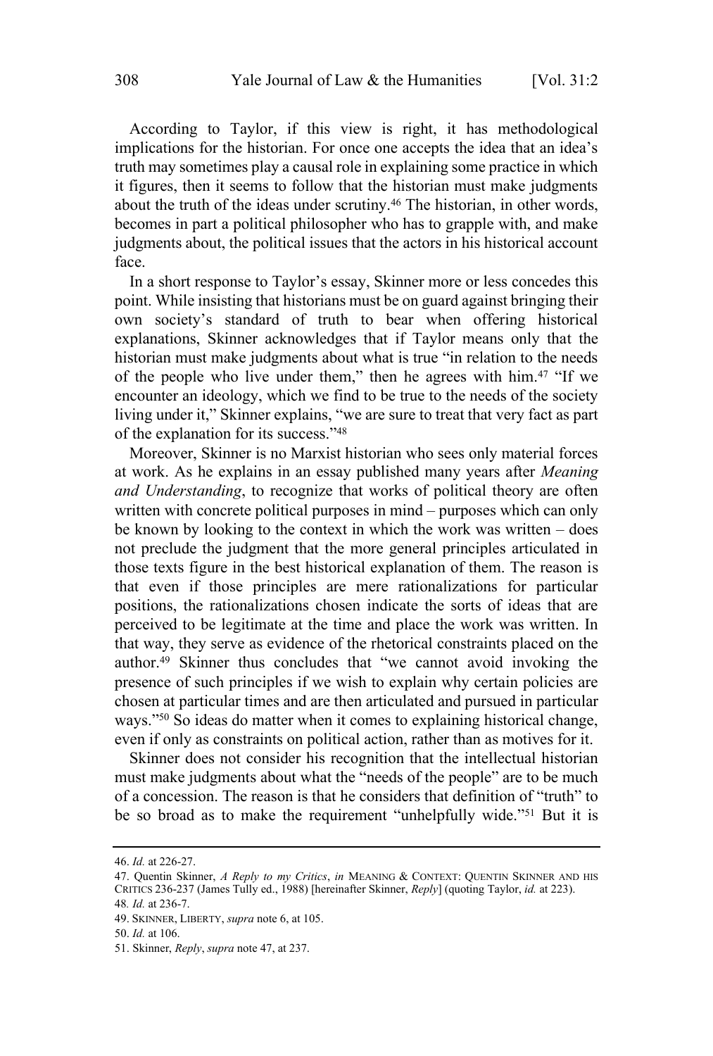According to Taylor, if this view is right, it has methodological implications for the historian. For once one accepts the idea that an idea's truth may sometimes play a causal role in explaining some practice in which it figures, then it seems to follow that the historian must make judgments about the truth of the ideas under scrutiny.[46] The historian, in other words, becomes in part a political philosopher who has to grapple with, and make judgments about, the political issues that the actors in his historical account face.

In a short response to Taylor's essay, Skinner more or less concedes this point. While insisting that historians must be on guard against bringing their own society's standard of truth to bear when offering historical explanations, Skinner acknowledges that if Taylor means only that the historian must make judgments about what is true "in relation to the needs of the people who live under them," then he agrees with him.[47] "If we encounter an ideology, which we find to be true to the needs of the society living under it," Skinner explains, "we are sure to treat that very fact as part of the explanation for its success."[48]

Moreover, Skinner is no Marxist historian who sees only material forces at work. As he explains in an essay published many years after *Meaning and Understanding*, to recognize that works of political theory are often written with concrete political purposes in mind – purposes which can only be known by looking to the context in which the work was written – does not preclude the judgment that the more general principles articulated in those texts figure in the best historical explanation of them. The reason is that even if those principles are mere rationalizations for particular positions, the rationalizations chosen indicate the sorts of ideas that are perceived to be legitimate at the time and place the work was written. In that way, they serve as evidence of the rhetorical constraints placed on the author.[49] Skinner thus concludes that "we cannot avoid invoking the presence of such principles if we wish to explain why certain policies are chosen at particular times and are then articulated and pursued in particular ways."[50] So ideas do matter when it comes to explaining historical change, even if only as constraints on political action, rather than as motives for it.

Skinner does not consider his recognition that the intellectual historian must make judgments about what the "needs of the people" are to be much of a concession. The reason is that he considers that definition of "truth" to be so broad as to make the requirement "unhelpfully wide."[51] But it is

---

46. *Id.* at 226-27.

47. Quentin Skinner, *A Reply to my Critics*, *in* MEANING & CONTEXT: QUENTIN SKINNER AND HIS CRITICS 236-237 (James Tully ed., 1988) [hereinafter Skinner, *Reply*] (quoting Taylor, *id.* at 223).

48. *Id.* at 236-7.

49. SKINNER, LIBERTY, *supra* note 6, at 105.

50. *Id.* at 106.

51. Skinner, *Reply*, *supra* note 47, at 237.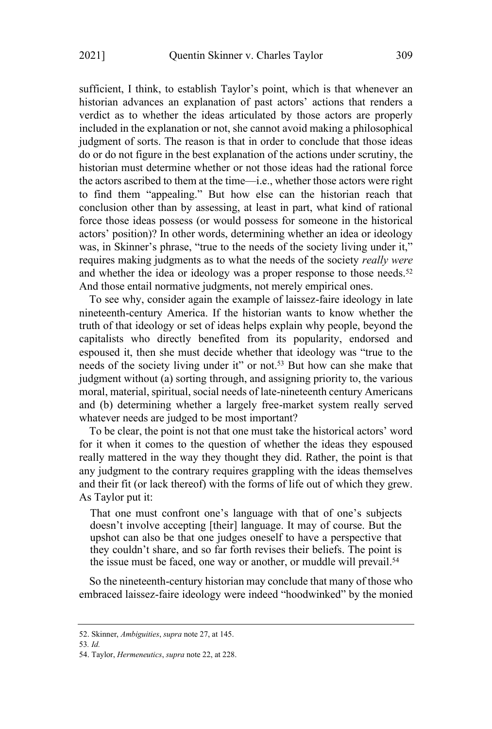sufficient, I think, to establish Taylor's point, which is that whenever an historian advances an explanation of past actors' actions that renders a verdict as to whether the ideas articulated by those actors are properly included in the explanation or not, she cannot avoid making a philosophical judgment of sorts. The reason is that in order to conclude that those ideas do or do not figure in the best explanation of the actions under scrutiny, the historian must determine whether or not those ideas had the rational force the actors ascribed to them at the time—i.e., whether those actors were right to find them "appealing." But how else can the historian reach that conclusion other than by assessing, at least in part, what kind of rational force those ideas possess (or would possess for someone in the historical actors' position)? In other words, determining whether an idea or ideology was, in Skinner's phrase, "true to the needs of the society living under it," requires making judgments as to what the needs of the society *really were* and whether the idea or ideology was a proper response to those needs.[52] And those entail normative judgments, not merely empirical ones.

To see why, consider again the example of laissez-faire ideology in late nineteenth-century America. If the historian wants to know whether the truth of that ideology or set of ideas helps explain why people, beyond the capitalists who directly benefited from its popularity, endorsed and espoused it, then she must decide whether that ideology was "true to the needs of the society living under it" or not.[53] But how can she make that judgment without (a) sorting through, and assigning priority to, the various moral, material, spiritual, social needs of late-nineteenth century Americans and (b) determining whether a largely free-market system really served whatever needs are judged to be most important?

To be clear, the point is not that one must take the historical actors' word for it when it comes to the question of whether the ideas they espoused really mattered in the way they thought they did. Rather, the point is that any judgment to the contrary requires grappling with the ideas themselves and their fit (or lack thereof) with the forms of life out of which they grew. As Taylor put it:

> That one must confront one's language with that of one's subjects doesn't involve accepting [their] language. It may of course. But the upshot can also be that one judges oneself to have a perspective that they couldn't share, and so far forth revises their beliefs. The point is the issue must be faced, one way or another, or muddle will prevail.[54]

So the nineteenth-century historian may conclude that many of those who embraced laissez-faire ideology were indeed "hoodwinked" by the monied

---

52. Skinner, *Ambiguities*, *supra* note 27, at 145.

53. *Id.*

54. Taylor, *Hermeneutics*, *supra* note 22, at 228.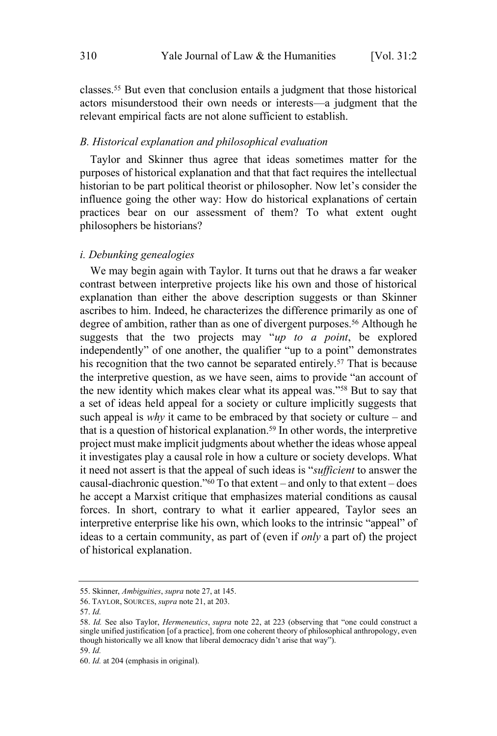classes.[55] But even that conclusion entails a judgment that those historical actors misunderstood their own needs or interests—a judgment that the relevant empirical facts are not alone sufficient to establish.

### *B. Historical explanation and philosophical evaluation*

Taylor and Skinner thus agree that ideas sometimes matter for the purposes of historical explanation and that that fact requires the intellectual historian to be part political theorist or philosopher. Now let's consider the influence going the other way: How do historical explanations of certain practices bear on our assessment of them? To what extent ought philosophers be historians?

#### *i. Debunking genealogies*

We may begin again with Taylor. It turns out that he draws a far weaker contrast between interpretive projects like his own and those of historical explanation than either the above description suggests or than Skinner ascribes to him. Indeed, he characterizes the difference primarily as one of degree of ambition, rather than as one of divergent purposes.[56] Although he suggests that the two projects may "*up to a point*, be explored independently" of one another, the qualifier "up to a point" demonstrates his recognition that the two cannot be separated entirely.[57] That is because the interpretive question, as we have seen, aims to provide "an account of the new identity which makes clear what its appeal was."[58] But to say that a set of ideas held appeal for a society or culture implicitly suggests that such appeal is *why* it came to be embraced by that society or culture – and that is a question of historical explanation.[59] In other words, the interpretive project must make implicit judgments about whether the ideas whose appeal it investigates play a causal role in how a culture or society develops. What it need not assert is that the appeal of such ideas is "*sufficient* to answer the causal-diachronic question."[60] To that extent – and only to that extent – does he accept a Marxist critique that emphasizes material conditions as causal forces. In short, contrary to what it earlier appeared, Taylor sees an interpretive enterprise like his own, which looks to the intrinsic "appeal" of ideas to a certain community, as part of (even if *only* a part of) the project of historical explanation.

---

55. Skinner, *Ambiguities*, *supra* note 27, at 145.

56. TAYLOR, SOURCES, *supra* note 21, at 203.

57. *Id.*

58. *Id.* See also Taylor, *Hermeneutics*, *supra* note 22, at 223 (observing that "one could construct a single unified justification [of a practice], from one coherent theory of philosophical anthropology, even though historically we all know that liberal democracy didn't arise that way").

59. *Id.*

60. *Id.* at 204 (emphasis in original).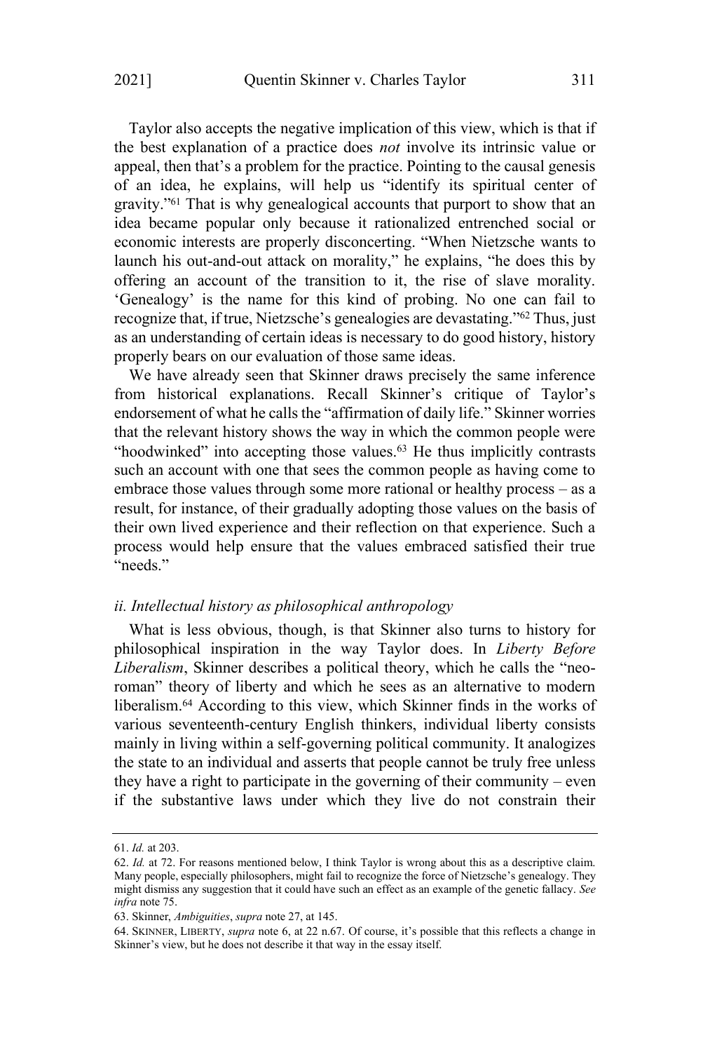Taylor also accepts the negative implication of this view, which is that if the best explanation of a practice does *not* involve its intrinsic value or appeal, then that's a problem for the practice. Pointing to the causal genesis of an idea, he explains, will help us "identify its spiritual center of gravity."[61] That is why genealogical accounts that purport to show that an idea became popular only because it rationalized entrenched social or economic interests are properly disconcerting. "When Nietzsche wants to launch his out-and-out attack on morality," he explains, "he does this by offering an account of the transition to it, the rise of slave morality. 'Genealogy' is the name for this kind of probing. No one can fail to recognize that, if true, Nietzsche's genealogies are devastating."[62] Thus, just as an understanding of certain ideas is necessary to do good history, history properly bears on our evaluation of those same ideas.

We have already seen that Skinner draws precisely the same inference from historical explanations. Recall Skinner's critique of Taylor's endorsement of what he calls the "affirmation of daily life." Skinner worries that the relevant history shows the way in which the common people were "hoodwinked" into accepting those values.[63] He thus implicitly contrasts such an account with one that sees the common people as having come to embrace those values through some more rational or healthy process – as a result, for instance, of their gradually adopting those values on the basis of their own lived experience and their reflection on that experience. Such a process would help ensure that the values embraced satisfied their true "needs."

### *ii. Intellectual history as philosophical anthropology*

What is less obvious, though, is that Skinner also turns to history for philosophical inspiration in the way Taylor does. In *Liberty Before Liberalism*, Skinner describes a political theory, which he calls the "neo-roman" theory of liberty and which he sees as an alternative to modern liberalism.[64] According to this view, which Skinner finds in the works of various seventeenth-century English thinkers, individual liberty consists mainly in living within a self-governing political community. It analogizes the state to an individual and asserts that people cannot be truly free unless they have a right to participate in the governing of their community – even if the substantive laws under which they live do not constrain their

---

61. *Id.* at 203.

62. *Id.* at 72. For reasons mentioned below, I think Taylor is wrong about this as a descriptive claim. Many people, especially philosophers, might fail to recognize the force of Nietzsche's genealogy. They might dismiss any suggestion that it could have such an effect as an example of the genetic fallacy. *See infra* note 75.

63. Skinner, *Ambiguities*, *supra* note 27, at 145.

64. SKINNER, LIBERTY, *supra* note 6, at 22 n.67. Of course, it's possible that this reflects a change in Skinner's view, but he does not describe it that way in the essay itself.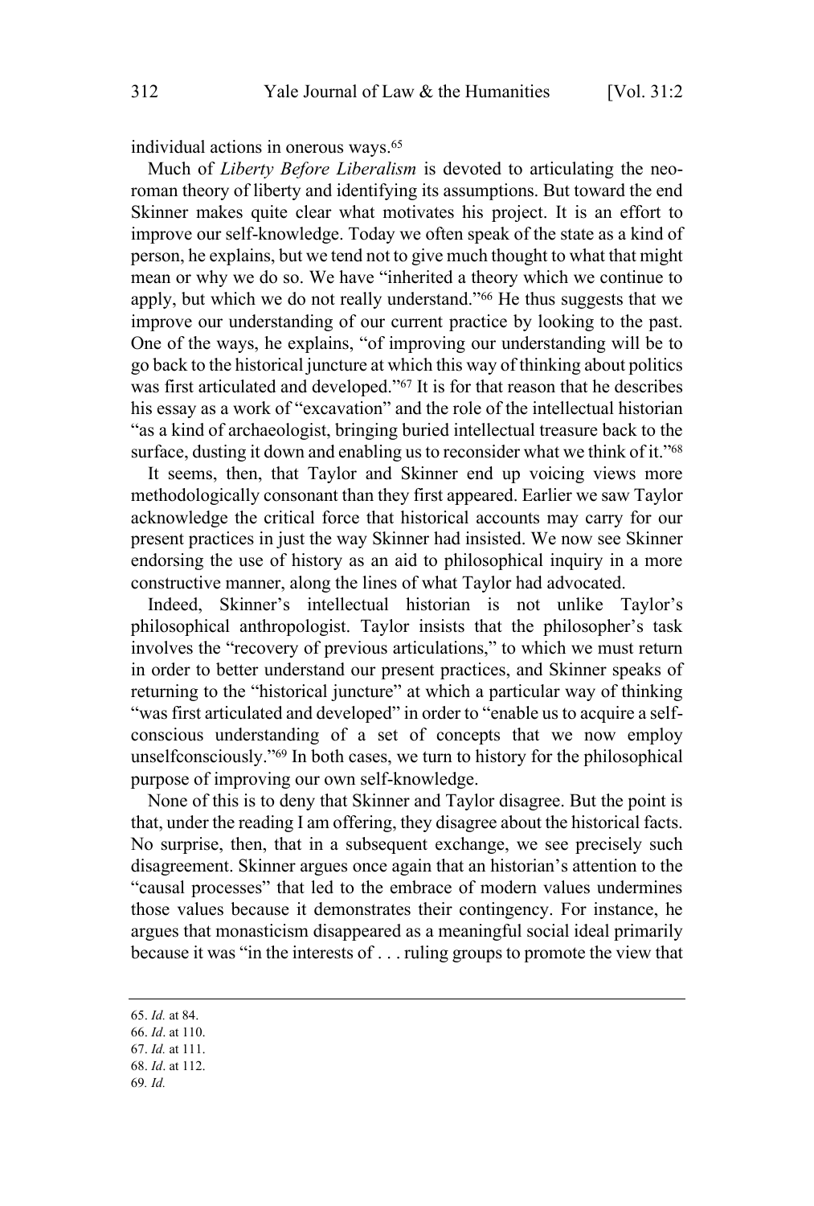individual actions in onerous ways.[65]

Much of *Liberty Before Liberalism* is devoted to articulating the neo-roman theory of liberty and identifying its assumptions. But toward the end Skinner makes quite clear what motivates his project. It is an effort to improve our self-knowledge. Today we often speak of the state as a kind of person, he explains, but we tend not to give much thought to what that might mean or why we do so. We have "inherited a theory which we continue to apply, but which we do not really understand."[66] He thus suggests that we improve our understanding of our current practice by looking to the past. One of the ways, he explains, "of improving our understanding will be to go back to the historical juncture at which this way of thinking about politics was first articulated and developed."[67] It is for that reason that he describes his essay as a work of "excavation" and the role of the intellectual historian "as a kind of archaeologist, bringing buried intellectual treasure back to the surface, dusting it down and enabling us to reconsider what we think of it."[68]

It seems, then, that Taylor and Skinner end up voicing views more methodologically consonant than they first appeared. Earlier we saw Taylor acknowledge the critical force that historical accounts may carry for our present practices in just the way Skinner had insisted. We now see Skinner endorsing the use of history as an aid to philosophical inquiry in a more constructive manner, along the lines of what Taylor had advocated.

Indeed, Skinner's intellectual historian is not unlike Taylor's philosophical anthropologist. Taylor insists that the philosopher's task involves the "recovery of previous articulations," to which we must return in order to better understand our present practices, and Skinner speaks of returning to the "historical juncture" at which a particular way of thinking "was first articulated and developed" in order to "enable us to acquire a self-conscious understanding of a set of concepts that we now employ unselfconsciously."[69] In both cases, we turn to history for the philosophical purpose of improving our own self-knowledge.

None of this is to deny that Skinner and Taylor disagree. But the point is that, under the reading I am offering, they disagree about the historical facts. No surprise, then, that in a subsequent exchange, we see precisely such disagreement. Skinner argues once again that an historian's attention to the "causal processes" that led to the embrace of modern values undermines those values because it demonstrates their contingency. For instance, he argues that monasticism disappeared as a meaningful social ideal primarily because it was "in the interests of . . . ruling groups to promote the view that

---

65. *Id.* at 84.
66. *Id*. at 110.
67. *Id.* at 111.
68. *Id*. at 112.
69. *Id.*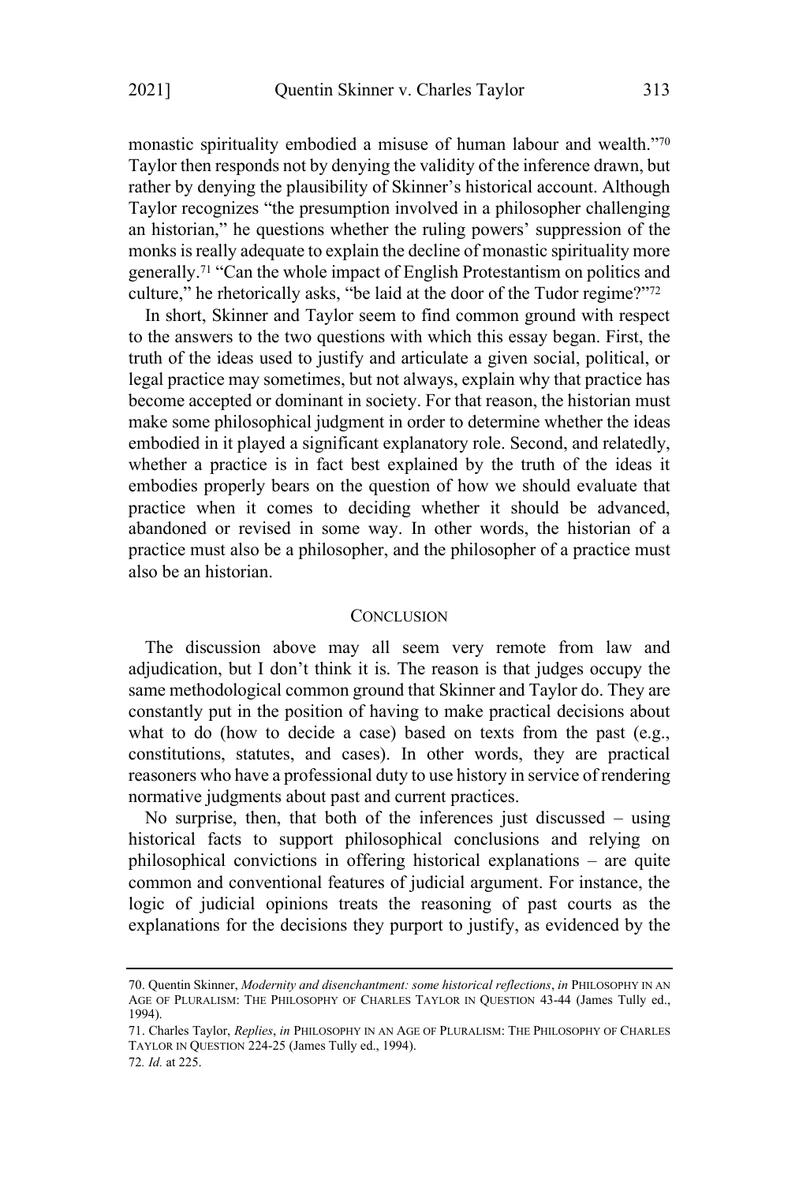monastic spirituality embodied a misuse of human labour and wealth."[70] Taylor then responds not by denying the validity of the inference drawn, but rather by denying the plausibility of Skinner's historical account. Although Taylor recognizes "the presumption involved in a philosopher challenging an historian," he questions whether the ruling powers' suppression of the monks is really adequate to explain the decline of monastic spirituality more generally.[71] "Can the whole impact of English Protestantism on politics and culture," he rhetorically asks, "be laid at the door of the Tudor regime?"[72]

In short, Skinner and Taylor seem to find common ground with respect to the answers to the two questions with which this essay began. First, the truth of the ideas used to justify and articulate a given social, political, or legal practice may sometimes, but not always, explain why that practice has become accepted or dominant in society. For that reason, the historian must make some philosophical judgment in order to determine whether the ideas embodied in it played a significant explanatory role. Second, and relatedly, whether a practice is in fact best explained by the truth of the ideas it embodies properly bears on the question of how we should evaluate that practice when it comes to deciding whether it should be advanced, abandoned or revised in some way. In other words, the historian of a practice must also be a philosopher, and the philosopher of a practice must also be an historian.

## CONCLUSION

The discussion above may all seem very remote from law and adjudication, but I don't think it is. The reason is that judges occupy the same methodological common ground that Skinner and Taylor do. They are constantly put in the position of having to make practical decisions about what to do (how to decide a case) based on texts from the past (e.g., constitutions, statutes, and cases). In other words, they are practical reasoners who have a professional duty to use history in service of rendering normative judgments about past and current practices.

No surprise, then, that both of the inferences just discussed – using historical facts to support philosophical conclusions and relying on philosophical convictions in offering historical explanations – are quite common and conventional features of judicial argument. For instance, the logic of judicial opinions treats the reasoning of past courts as the explanations for the decisions they purport to justify, as evidenced by the

---

70. Quentin Skinner, *Modernity and disenchantment: some historical reflections*, *in* PHILOSOPHY IN AN AGE OF PLURALISM: THE PHILOSOPHY OF CHARLES TAYLOR IN QUESTION 43-44 (James Tully ed., 1994).

71. Charles Taylor, *Replies*, *in* PHILOSOPHY IN AN AGE OF PLURALISM: THE PHILOSOPHY OF CHARLES TAYLOR IN QUESTION 224-25 (James Tully ed., 1994).

72. *Id.* at 225.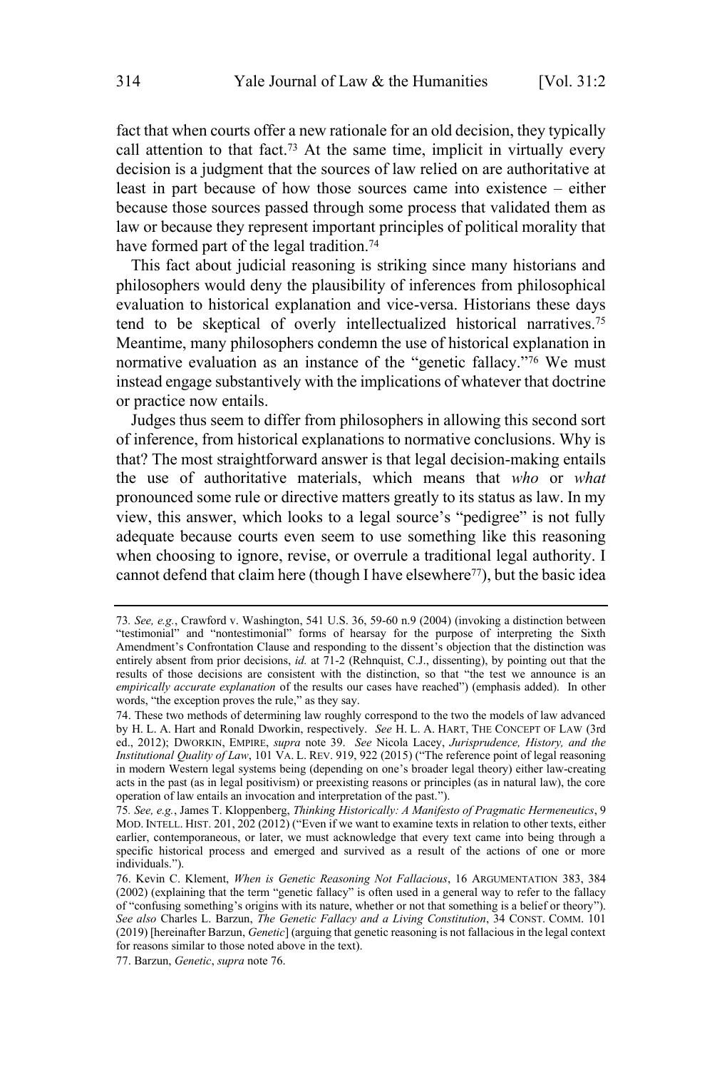fact that when courts offer a new rationale for an old decision, they typically call attention to that fact.[73] At the same time, implicit in virtually every decision is a judgment that the sources of law relied on are authoritative at least in part because of how those sources came into existence – either because those sources passed through some process that validated them as law or because they represent important principles of political morality that have formed part of the legal tradition.[74]

This fact about judicial reasoning is striking since many historians and philosophers would deny the plausibility of inferences from philosophical evaluation to historical explanation and vice-versa. Historians these days tend to be skeptical of overly intellectualized historical narratives.[75] Meantime, many philosophers condemn the use of historical explanation in normative evaluation as an instance of the "genetic fallacy."[76] We must instead engage substantively with the implications of whatever that doctrine or practice now entails.

Judges thus seem to differ from philosophers in allowing this second sort of inference, from historical explanations to normative conclusions. Why is that? The most straightforward answer is that legal decision-making entails the use of authoritative materials, which means that *who* or *what* pronounced some rule or directive matters greatly to its status as law. In my view, this answer, which looks to a legal source's "pedigree" is not fully adequate because courts even seem to use something like this reasoning when choosing to ignore, revise, or overrule a traditional legal authority. I cannot defend that claim here (though I have elsewhere[77]), but the basic idea

---

73. *See, e.g.*, Crawford v. Washington, 541 U.S. 36, 59-60 n.9 (2004) (invoking a distinction between "testimonial" and "nontestimonial" forms of hearsay for the purpose of interpreting the Sixth Amendment's Confrontation Clause and responding to the dissent's objection that the distinction was entirely absent from prior decisions, *id.* at 71-2 (Rehnquist, C.J., dissenting), by pointing out that the results of those decisions are consistent with the distinction, so that "the test we announce is an *empirically accurate explanation* of the results our cases have reached") (emphasis added). In other words, "the exception proves the rule," as they say.

74. These two methods of determining law roughly correspond to the two the models of law advanced by H. L. A. Hart and Ronald Dworkin, respectively. *See* H. L. A. HART, THE CONCEPT OF LAW (3rd ed., 2012); DWORKIN, EMPIRE, *supra* note 39. *See* Nicola Lacey, *Jurisprudence, History, and the Institutional Quality of Law*, 101 VA. L. REV. 919, 922 (2015) ("The reference point of legal reasoning in modern Western legal systems being (depending on one's broader legal theory) either law-creating acts in the past (as in legal positivism) or preexisting reasons or principles (as in natural law), the core operation of law entails an invocation and interpretation of the past.").

75. *See, e.g.*, James T. Kloppenberg, *Thinking Historically: A Manifesto of Pragmatic Hermeneutics*, 9 MOD. INTELL. HIST. 201, 202 (2012) ("Even if we want to examine texts in relation to other texts, either earlier, contemporaneous, or later, we must acknowledge that every text came into being through a specific historical process and emerged and survived as a result of the actions of one or more individuals.").

76. Kevin C. Klement, *When is Genetic Reasoning Not Fallacious*, 16 ARGUMENTATION 383, 384 (2002) (explaining that the term "genetic fallacy" is often used in a general way to refer to the fallacy of "confusing something's origins with its nature, whether or not that something is a belief or theory"). *See also* Charles L. Barzun, *The Genetic Fallacy and a Living Constitution*, 34 CONST. COMM. 101 (2019) [hereinafter Barzun, *Genetic*] (arguing that genetic reasoning is not fallacious in the legal context for reasons similar to those noted above in the text).

77. Barzun, *Genetic*, *supra* note 76.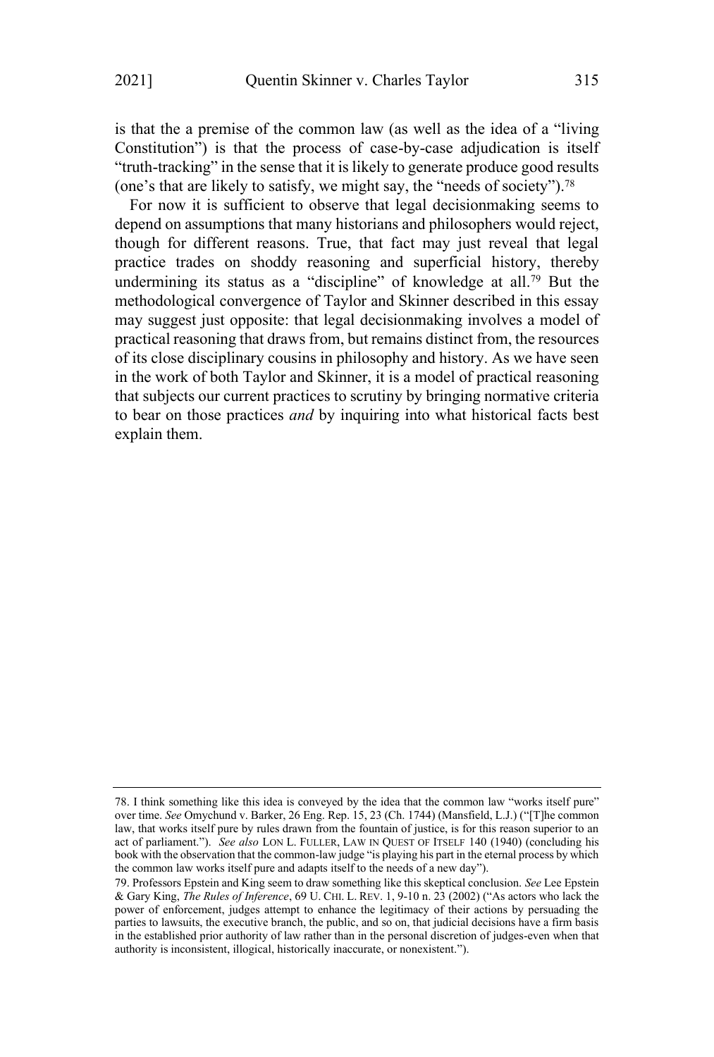is that the a premise of the common law (as well as the idea of a "living Constitution") is that the process of case-by-case adjudication is itself "truth-tracking" in the sense that it is likely to generate produce good results (one's that are likely to satisfy, we might say, the "needs of society").[78]

For now it is sufficient to observe that legal decisionmaking seems to depend on assumptions that many historians and philosophers would reject, though for different reasons. True, that fact may just reveal that legal practice trades on shoddy reasoning and superficial history, thereby undermining its status as a "discipline" of knowledge at all.[79] But the methodological convergence of Taylor and Skinner described in this essay may suggest just opposite: that legal decisionmaking involves a model of practical reasoning that draws from, but remains distinct from, the resources of its close disciplinary cousins in philosophy and history. As we have seen in the work of both Taylor and Skinner, it is a model of practical reasoning that subjects our current practices to scrutiny by bringing normative criteria to bear on those practices *and* by inquiring into what historical facts best explain them.

---

78. I think something like this idea is conveyed by the idea that the common law "works itself pure" over time. *See* Omychund v. Barker, 26 Eng. Rep. 15, 23 (Ch. 1744) (Mansfield, L.J.) ("[T]he common law, that works itself pure by rules drawn from the fountain of justice, is for this reason superior to an act of parliament."). *See also* LON L. FULLER, LAW IN QUEST OF ITSELF 140 (1940) (concluding his book with the observation that the common-law judge "is playing his part in the eternal process by which the common law works itself pure and adapts itself to the needs of a new day").

79. Professors Epstein and King seem to draw something like this skeptical conclusion. *See* Lee Epstein & Gary King, *The Rules of Inference*, 69 U. CHI. L. REV. 1, 9-10 n. 23 (2002) ("As actors who lack the power of enforcement, judges attempt to enhance the legitimacy of their actions by persuading the parties to lawsuits, the executive branch, the public, and so on, that judicial decisions have a firm basis in the established prior authority of law rather than in the personal discretion of judges-even when that authority is inconsistent, illogical, historically inaccurate, or nonexistent.").